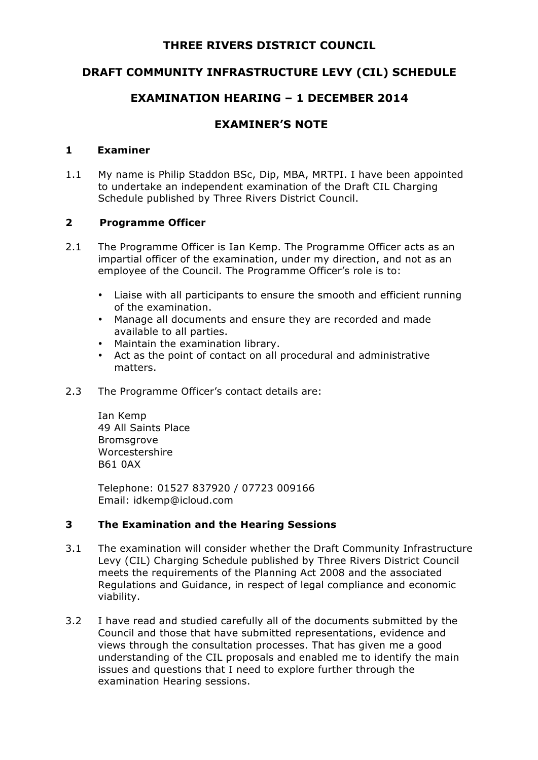# THREE RIVERS DISTRICT COUNCIL

## DRAFT COMMUNITY INFRASTRUCTURE LEVY (CIL) SCHEDULE

## EXAMINATION HEARING – 1 DECEMBER 2014

## EXAMINER'S NOTE

### 1 Examiner

1.1 My name is Philip Staddon BSc, Dip, MBA, MRTPI. I have been appointed to undertake an independent examination of the Draft CIL Charging Schedule published by Three Rivers District Council.

### 2 Programme Officer

2.1 The Programme Officer is Ian Kemp. The Programme Officer acts as an impartial officer of the examination, under my direction, and not as an employee of the Council. The Programme Officer's role is to:

- Liaise with all participants to ensure the smooth and efficient running of the examination.
- Manage all documents and ensure they are recorded and made available to all parties.
- Maintain the examination library.
- Act as the point of contact on all procedural and administrative matters.

2.3 The Programme Officer's contact details are:

Ian Kemp
49 All Saints Place
Bromsgrove
Worcestershire
B61 0AX

Telephone: 01527 837920 / 07723 009166
Email: idkemp@icloud.com

### 3 The Examination and the Hearing Sessions

3.1 The examination will consider whether the Draft Community Infrastructure Levy (CIL) Charging Schedule published by Three Rivers District Council meets the requirements of the Planning Act 2008 and the associated Regulations and Guidance, in respect of legal compliance and economic viability.

3.2 I have read and studied carefully all of the documents submitted by the Council and those that have submitted representations, evidence and views through the consultation processes. That has given me a good understanding of the CIL proposals and enabled me to identify the main issues and questions that I need to explore further through the examination Hearing sessions.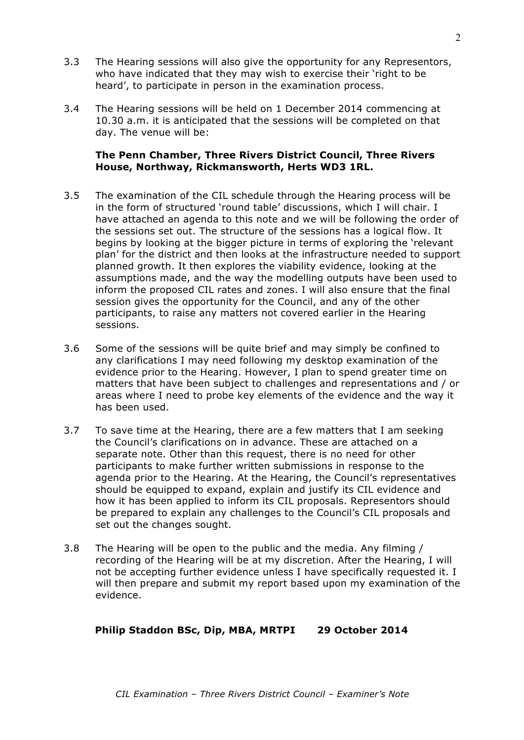3.3 The Hearing sessions will also give the opportunity for any Representors, who have indicated that they may wish to exercise their 'right to be heard', to participate in person in the examination process.

3.4 The Hearing sessions will be held on 1 December 2014 commencing at 10.30 a.m. it is anticipated that the sessions will be completed on that day. The venue will be:

**The Penn Chamber, Three Rivers District Council, Three Rivers House, Northway, Rickmansworth, Herts WD3 1RL.**

3.5 The examination of the CIL schedule through the Hearing process will be in the form of structured 'round table' discussions, which I will chair. I have attached an agenda to this note and we will be following the order of the sessions set out. The structure of the sessions has a logical flow. It begins by looking at the bigger picture in terms of exploring the 'relevant plan' for the district and then looks at the infrastructure needed to support planned growth. It then explores the viability evidence, looking at the assumptions made, and the way the modelling outputs have been used to inform the proposed CIL rates and zones. I will also ensure that the final session gives the opportunity for the Council, and any of the other participants, to raise any matters not covered earlier in the Hearing sessions.

3.6 Some of the sessions will be quite brief and may simply be confined to any clarifications I may need following my desktop examination of the evidence prior to the Hearing. However, I plan to spend greater time on matters that have been subject to challenges and representations and / or areas where I need to probe key elements of the evidence and the way it has been used.

3.7 To save time at the Hearing, there are a few matters that I am seeking the Council's clarifications on in advance. These are attached on a separate note. Other than this request, there is no need for other participants to make further written submissions in response to the agenda prior to the Hearing. At the Hearing, the Council's representatives should be equipped to expand, explain and justify its CIL evidence and how it has been applied to inform its CIL proposals. Representors should be prepared to explain any challenges to the Council's CIL proposals and set out the changes sought.

3.8 The Hearing will be open to the public and the media. Any filming / recording of the Hearing will be at my discretion. After the Hearing, I will not be accepting further evidence unless I have specifically requested it. I will then prepare and submit my report based upon my examination of the evidence.

**Philip Staddon BSc, Dip, MBA, MRTPI 29 October 2014**